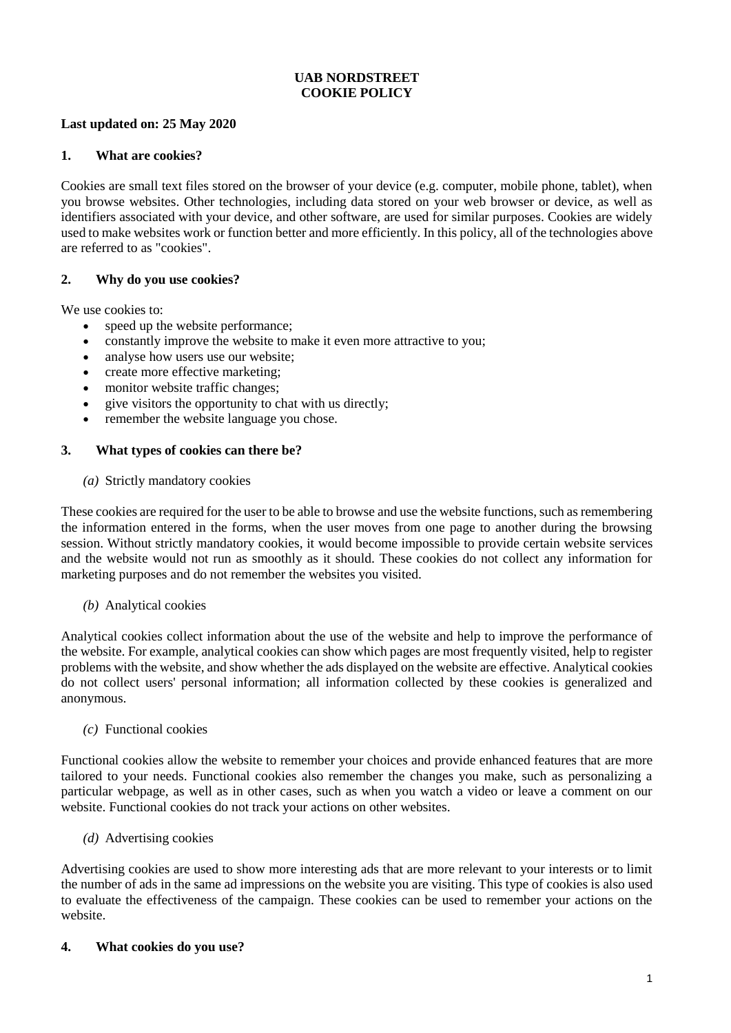# UAB NORDSTREET
# COOKIE POLICY

**Last updated on: 25 May 2020**

## 1. What are cookies?

Cookies are small text files stored on the browser of your device (e.g. computer, mobile phone, tablet), when you browse websites. Other technologies, including data stored on your web browser or device, as well as identifiers associated with your device, and other software, are used for similar purposes. Cookies are widely used to make websites work or function better and more efficiently. In this policy, all of the technologies above are referred to as "cookies".

## 2. Why do you use cookies?

We use cookies to:

- speed up the website performance;
- constantly improve the website to make it even more attractive to you;
- analyse how users use our website;
- create more effective marketing;
- monitor website traffic changes;
- give visitors the opportunity to chat with us directly;
- remember the website language you chose.

## 3. What types of cookies can there be?

*(a)* Strictly mandatory cookies

These cookies are required for the user to be able to browse and use the website functions, such as remembering the information entered in the forms, when the user moves from one page to another during the browsing session. Without strictly mandatory cookies, it would become impossible to provide certain website services and the website would not run as smoothly as it should. These cookies do not collect any information for marketing purposes and do not remember the websites you visited.

*(b)* Analytical cookies

Analytical cookies collect information about the use of the website and help to improve the performance of the website. For example, analytical cookies can show which pages are most frequently visited, help to register problems with the website, and show whether the ads displayed on the website are effective. Analytical cookies do not collect users' personal information; all information collected by these cookies is generalized and anonymous.

*(c)* Functional cookies

Functional cookies allow the website to remember your choices and provide enhanced features that are more tailored to your needs. Functional cookies also remember the changes you make, such as personalizing a particular webpage, as well as in other cases, such as when you watch a video or leave a comment on our website. Functional cookies do not track your actions on other websites.

*(d)* Advertising cookies

Advertising cookies are used to show more interesting ads that are more relevant to your interests or to limit the number of ads in the same ad impressions on the website you are visiting. This type of cookies is also used to evaluate the effectiveness of the campaign. These cookies can be used to remember your actions on the website.

## 4. What cookies do you use?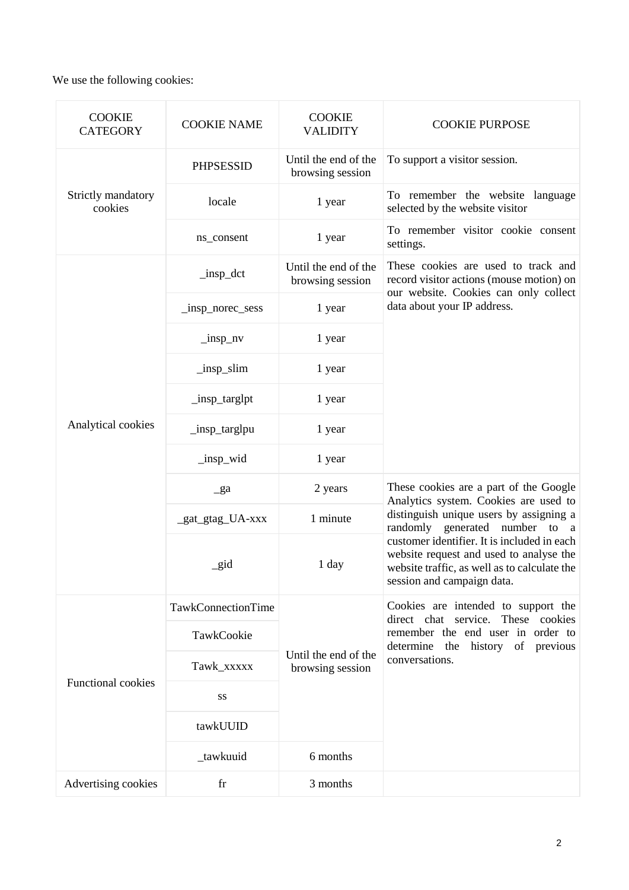We use the following cookies:

| COOKIE CATEGORY | COOKIE NAME | COOKIE VALIDITY | COOKIE PURPOSE |
| --- | --- | --- | --- |
| Strictly mandatory cookies | PHPSESSID | Until the end of the browsing session | To support a visitor session. |
| | locale | 1 year | To remember the website language selected by the website visitor |
| | ns_consent | 1 year | To remember visitor cookie consent settings. |
| Analytical cookies | _insp_dct | Until the end of the browsing session | These cookies are used to track and record visitor actions (mouse motion) on our website. Cookies can only collect data about your IP address. |
| | _insp_norec_sess | 1 year | |
| | _insp_nv | 1 year | |
| | _insp_slim | 1 year | |
| | _insp_targlpt | 1 year | |
| | _insp_targlpu | 1 year | |
| | _insp_wid | 1 year | |
| | _ga | 2 years | These cookies are a part of the Google Analytics system. Cookies are used to distinguish unique users by assigning a randomly generated number to a customer identifier. It is included in each website request and used to analyse the website traffic, as well as to calculate the session and campaign data. |
| | _gat_gtag_UA-xxx | 1 minute | |
| | _gid | 1 day | |
| Functional cookies | TawkConnectionTime | Until the end of the browsing session | Cookies are intended to support the direct chat service. These cookies remember the end user in order to determine the history of previous conversations. |
| | TawkCookie | | |
| | Tawk_xxxxx | | |
| | ss | | |
| | tawkUUID | | |
| | _tawkuuid | 6 months | |
| Advertising cookies | fr | 3 months | |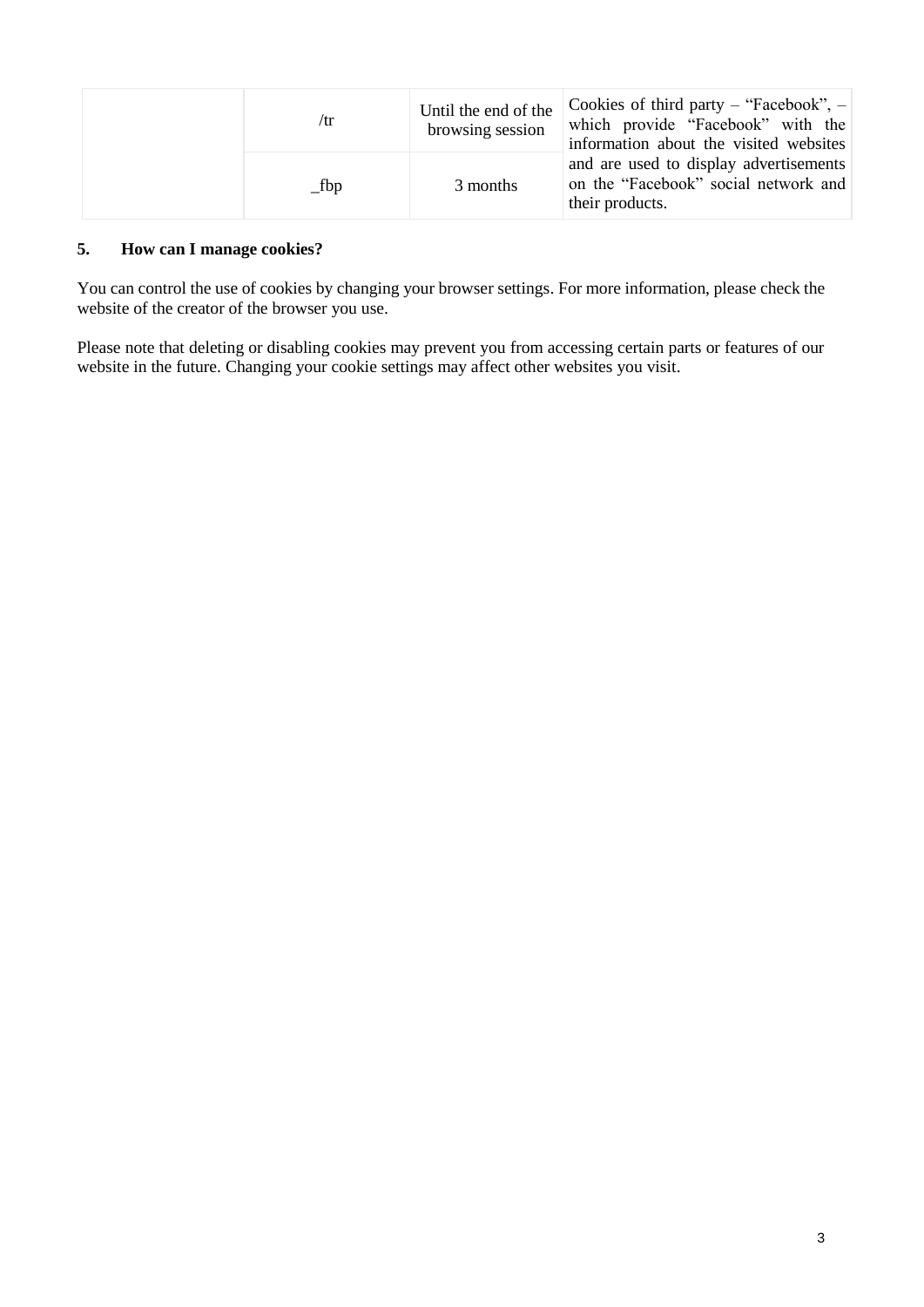| | | | |
|---|---|---|---|
| | /tr | Until the end of the browsing session | Cookies of third party – "Facebook", – which provide "Facebook" with the information about the visited websites and are used to display advertisements on the "Facebook" social network and their products. |
| | _fbp | 3 months | |

## 5. How can I manage cookies?

You can control the use of cookies by changing your browser settings. For more information, please check the website of the creator of the browser you use.

Please note that deleting or disabling cookies may prevent you from accessing certain parts or features of our website in the future. Changing your cookie settings may affect other websites you visit.